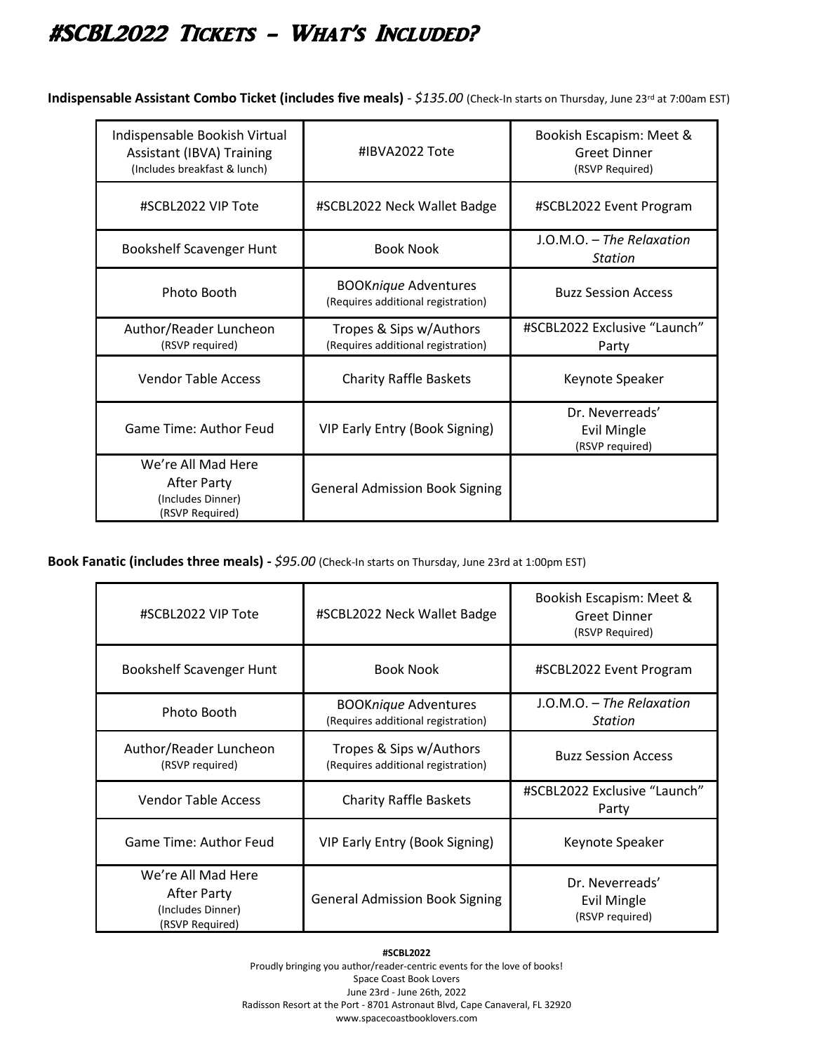# #SCBL2022 Tickets - What's Included?

**Indispensable Assistant Combo Ticket (includes five meals)** - *$135.00* (Check-In starts on Thursday, June 23rd at 7:00am EST)

| | | |
|---|---|---|
| Indispensable Bookish Virtual Assistant (IBVA) Training (Includes breakfast & lunch) | #IBVA2022 Tote | Bookish Escapism: Meet & Greet Dinner (RSVP Required) |
| #SCBL2022 VIP Tote | #SCBL2022 Neck Wallet Badge | #SCBL2022 Event Program |
| Bookshelf Scavenger Hunt | Book Nook | J.O.M.O. – *The Relaxation Station* |
| Photo Booth | BOOK*nique* Adventures (Requires additional registration) | Buzz Session Access |
| Author/Reader Luncheon (RSVP required) | Tropes & Sips w/Authors (Requires additional registration) | #SCBL2022 Exclusive "Launch" Party |
| Vendor Table Access | Charity Raffle Baskets | Keynote Speaker |
| Game Time: Author Feud | VIP Early Entry (Book Signing) | Dr. Neverreads' Evil Mingle (RSVP required) |
| We're All Mad Here After Party (Includes Dinner) (RSVP Required) | General Admission Book Signing | |

**Book Fanatic (includes three meals) -** *$95.00* (Check-In starts on Thursday, June 23rd at 1:00pm EST)

| | | |
|---|---|---|
| #SCBL2022 VIP Tote | #SCBL2022 Neck Wallet Badge | Bookish Escapism: Meet & Greet Dinner (RSVP Required) |
| Bookshelf Scavenger Hunt | Book Nook | #SCBL2022 Event Program |
| Photo Booth | BOOK*nique* Adventures (Requires additional registration) | J.O.M.O. – *The Relaxation Station* |
| Author/Reader Luncheon (RSVP required) | Tropes & Sips w/Authors (Requires additional registration) | Buzz Session Access |
| Vendor Table Access | Charity Raffle Baskets | #SCBL2022 Exclusive "Launch" Party |
| Game Time: Author Feud | VIP Early Entry (Book Signing) | Keynote Speaker |
| We're All Mad Here After Party (Includes Dinner) (RSVP Required) | General Admission Book Signing | Dr. Neverreads' Evil Mingle (RSVP required) |

**#SCBL2022**
Proudly bringing you author/reader-centric events for the love of books!
Space Coast Book Lovers
June 23rd - June 26th, 2022
Radisson Resort at the Port - 8701 Astronaut Blvd, Cape Canaveral, FL 32920
www.spacecoastbooklovers.com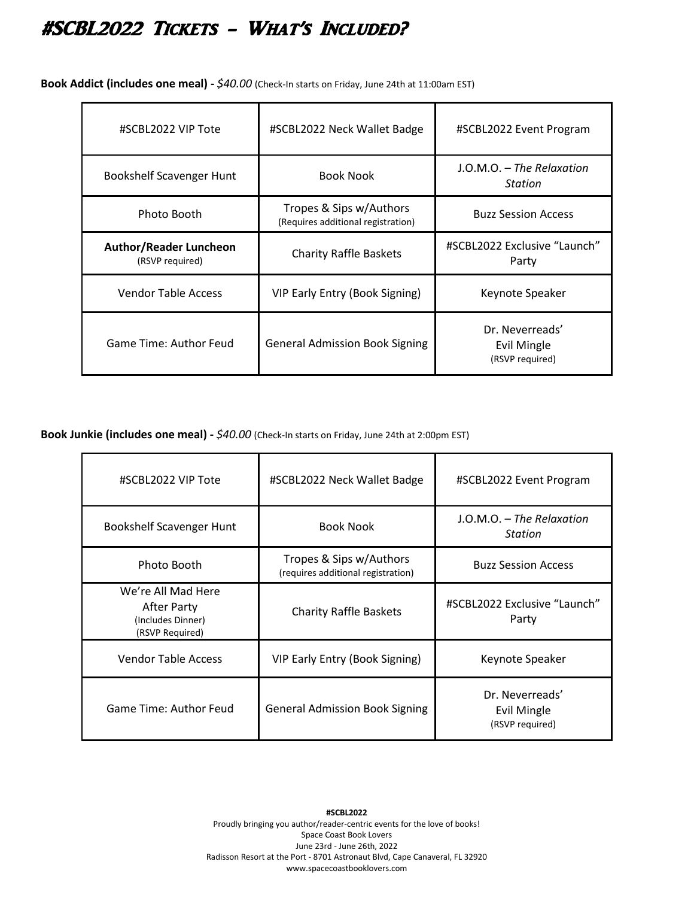# #SCBL2022 Tickets – What's Included?

**Book Addict (includes one meal) -** *$40.00* (Check-In starts on Friday, June 24th at 11:00am EST)

| | | |
|---|---|---|
| #SCBL2022 VIP Tote | #SCBL2022 Neck Wallet Badge | #SCBL2022 Event Program |
| Bookshelf Scavenger Hunt | Book Nook | J.O.M.O. – *The Relaxation Station* |
| Photo Booth | Tropes & Sips w/Authors (Requires additional registration) | Buzz Session Access |
| **Author/Reader Luncheon** (RSVP required) | Charity Raffle Baskets | #SCBL2022 Exclusive "Launch" Party |
| Vendor Table Access | VIP Early Entry (Book Signing) | Keynote Speaker |
| Game Time: Author Feud | General Admission Book Signing | Dr. Neverreads' Evil Mingle (RSVP required) |

**Book Junkie (includes one meal) -** *$40.00* (Check-In starts on Friday, June 24th at 2:00pm EST)

| | | |
|---|---|---|
| #SCBL2022 VIP Tote | #SCBL2022 Neck Wallet Badge | #SCBL2022 Event Program |
| Bookshelf Scavenger Hunt | Book Nook | J.O.M.O. – *The Relaxation Station* |
| Photo Booth | Tropes & Sips w/Authors (requires additional registration) | Buzz Session Access |
| We're All Mad Here After Party (Includes Dinner) (RSVP Required) | Charity Raffle Baskets | #SCBL2022 Exclusive "Launch" Party |
| Vendor Table Access | VIP Early Entry (Book Signing) | Keynote Speaker |
| Game Time: Author Feud | General Admission Book Signing | Dr. Neverreads' Evil Mingle (RSVP required) |

**#SCBL2022**
Proudly bringing you author/reader-centric events for the love of books!
Space Coast Book Lovers
June 23rd - June 26th, 2022
Radisson Resort at the Port - 8701 Astronaut Blvd, Cape Canaveral, FL 32920
www.spacecoastbooklovers.com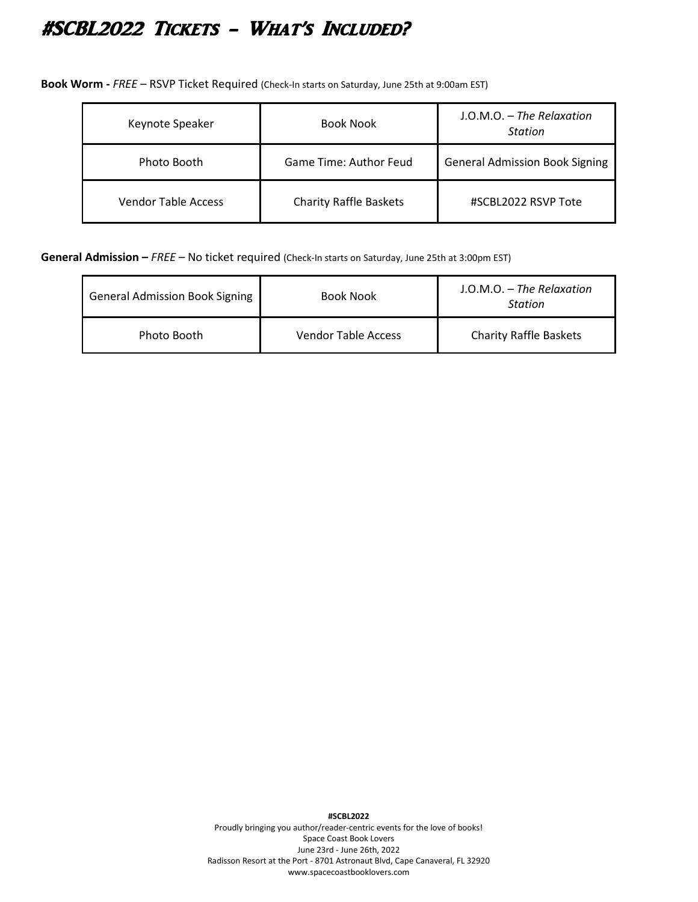# #SCBL2022 Tickets - What's Included?

**Book Worm -** *FREE* – RSVP Ticket Required (Check-In starts on Saturday, June 25th at 9:00am EST)

| | | |
|---|---|---|
| Keynote Speaker | Book Nook | J.O.M.O. – *The Relaxation Station* |
| Photo Booth | Game Time: Author Feud | General Admission Book Signing |
| Vendor Table Access | Charity Raffle Baskets | #SCBL2022 RSVP Tote |

**General Admission –** *FREE* – No ticket required (Check-In starts on Saturday, June 25th at 3:00pm EST)

| | | |
|---|---|---|
| General Admission Book Signing | Book Nook | J.O.M.O. – *The Relaxation Station* |
| Photo Booth | Vendor Table Access | Charity Raffle Baskets |

**#SCBL2022**
Proudly bringing you author/reader-centric events for the love of books!
Space Coast Book Lovers
June 23rd - June 26th, 2022
Radisson Resort at the Port - 8701 Astronaut Blvd, Cape Canaveral, FL 32920
www.spacecoastbooklovers.com